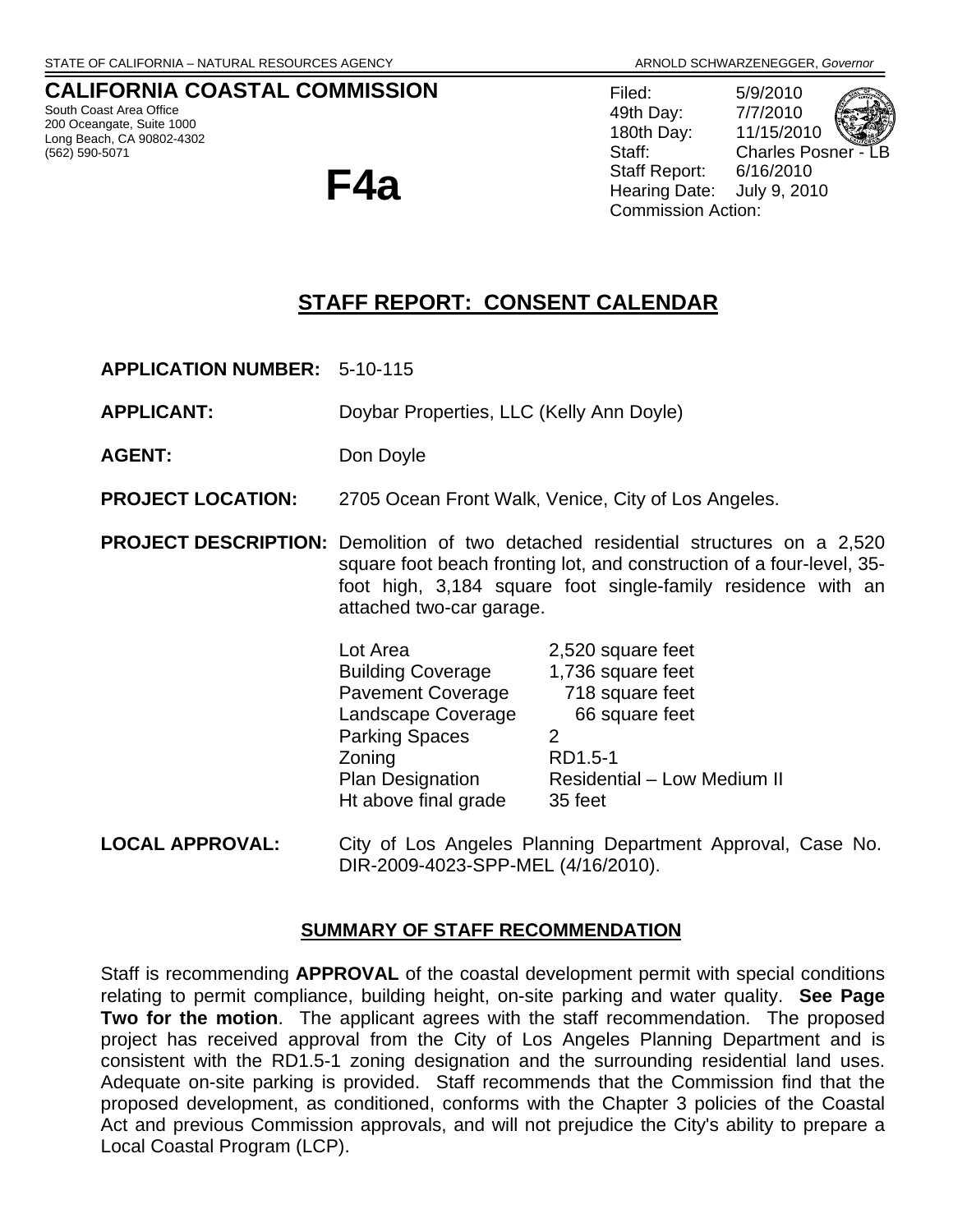STATE OF CALIFORNIA – NATURAL RESOURCES AGENCY ARNOLD SCHWARZENEGGER, *Governor*

## CALIFORNIA COASTAL COMMISSION

South Coast Area Office
200 Oceangate, Suite 1000
Long Beach, CA 90802-4302
(562) 590-5071

# F4a

Filed: 5/9/2010
49th Day: 7/7/2010
180th Day: 11/15/2010
Staff: Charles Posner - LB
Staff Report: 6/16/2010
Hearing Date: July 9, 2010
Commission Action:

## STAFF REPORT: CONSENT CALENDAR

**APPLICATION NUMBER:** 5-10-115

**APPLICANT:** Doybar Properties, LLC (Kelly Ann Doyle)

**AGENT:** Don Doyle

**PROJECT LOCATION:** 2705 Ocean Front Walk, Venice, City of Los Angeles.

**PROJECT DESCRIPTION:** Demolition of two detached residential structures on a 2,520 square foot beach fronting lot, and construction of a four-level, 35-foot high, 3,184 square foot single-family residence with an attached two-car garage.

| | |
|---|---|
| Lot Area | 2,520 square feet |
| Building Coverage | 1,736 square feet |
| Pavement Coverage | 718 square feet |
| Landscape Coverage | 66 square feet |
| Parking Spaces | 2 |
| Zoning | RD1.5-1 |
| Plan Designation | Residential – Low Medium II |
| Ht above final grade | 35 feet |

**LOCAL APPROVAL:** City of Los Angeles Planning Department Approval, Case No. DIR-2009-4023-SPP-MEL (4/16/2010).

### SUMMARY OF STAFF RECOMMENDATION

Staff is recommending **APPROVAL** of the coastal development permit with special conditions relating to permit compliance, building height, on-site parking and water quality. **See Page Two for the motion**. The applicant agrees with the staff recommendation. The proposed project has received approval from the City of Los Angeles Planning Department and is consistent with the RD1.5-1 zoning designation and the surrounding residential land uses. Adequate on-site parking is provided. Staff recommends that the Commission find that the proposed development, as conditioned, conforms with the Chapter 3 policies of the Coastal Act and previous Commission approvals, and will not prejudice the City's ability to prepare a Local Coastal Program (LCP).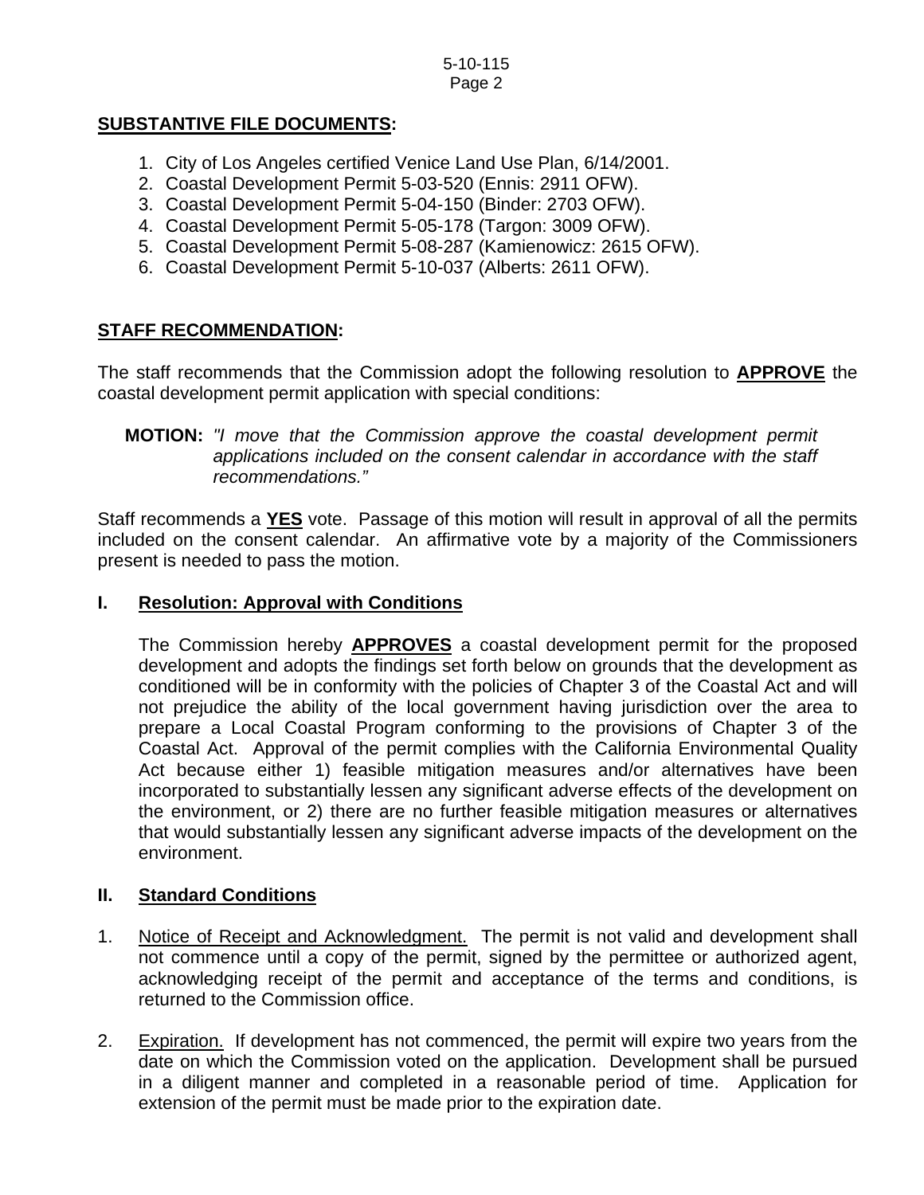**SUBSTANTIVE FILE DOCUMENTS:**

1. City of Los Angeles certified Venice Land Use Plan, 6/14/2001.
2. Coastal Development Permit 5-03-520 (Ennis: 2911 OFW).
3. Coastal Development Permit 5-04-150 (Binder: 2703 OFW).
4. Coastal Development Permit 5-05-178 (Targon: 3009 OFW).
5. Coastal Development Permit 5-08-287 (Kamienowicz: 2615 OFW).
6. Coastal Development Permit 5-10-037 (Alberts: 2611 OFW).

**STAFF RECOMMENDATION:**

The staff recommends that the Commission adopt the following resolution to **APPROVE** the coastal development permit application with special conditions:

**MOTION:** *"I move that the Commission approve the coastal development permit applications included on the consent calendar in accordance with the staff recommendations."*

Staff recommends a **YES** vote. Passage of this motion will result in approval of all the permits included on the consent calendar. An affirmative vote by a majority of the Commissioners present is needed to pass the motion.

## I. Resolution: Approval with Conditions

The Commission hereby **APPROVES** a coastal development permit for the proposed development and adopts the findings set forth below on grounds that the development as conditioned will be in conformity with the policies of Chapter 3 of the Coastal Act and will not prejudice the ability of the local government having jurisdiction over the area to prepare a Local Coastal Program conforming to the provisions of Chapter 3 of the Coastal Act. Approval of the permit complies with the California Environmental Quality Act because either 1) feasible mitigation measures and/or alternatives have been incorporated to substantially lessen any significant adverse effects of the development on the environment, or 2) there are no further feasible mitigation measures or alternatives that would substantially lessen any significant adverse impacts of the development on the environment.

## II. Standard Conditions

1. Notice of Receipt and Acknowledgment. The permit is not valid and development shall not commence until a copy of the permit, signed by the permittee or authorized agent, acknowledging receipt of the permit and acceptance of the terms and conditions, is returned to the Commission office.

2. Expiration. If development has not commenced, the permit will expire two years from the date on which the Commission voted on the application. Development shall be pursued in a diligent manner and completed in a reasonable period of time. Application for extension of the permit must be made prior to the expiration date.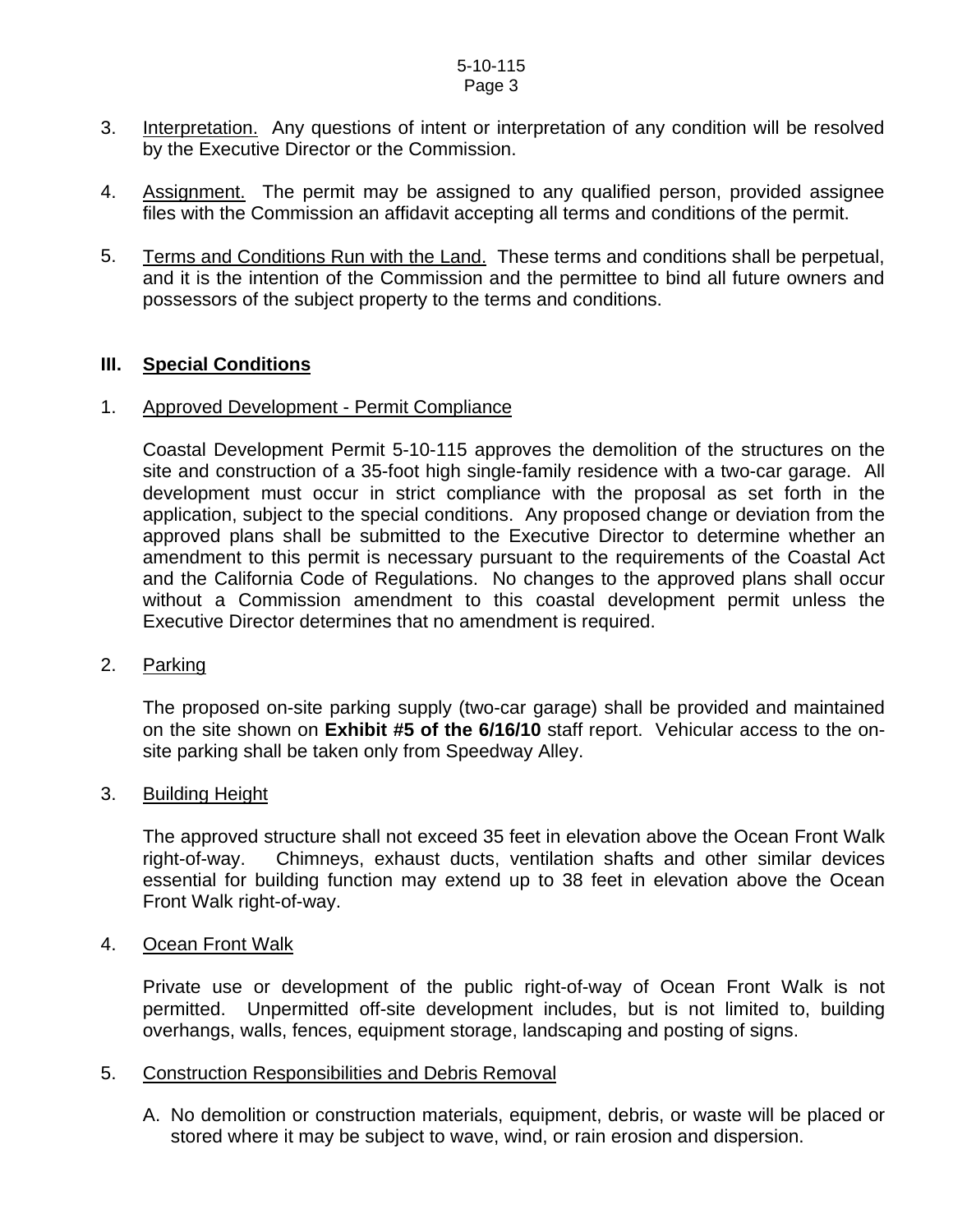3. Interpretation. Any questions of intent or interpretation of any condition will be resolved by the Executive Director or the Commission.

4. Assignment. The permit may be assigned to any qualified person, provided assignee files with the Commission an affidavit accepting all terms and conditions of the permit.

5. Terms and Conditions Run with the Land. These terms and conditions shall be perpetual, and it is the intention of the Commission and the permittee to bind all future owners and possessors of the subject property to the terms and conditions.

## III. Special Conditions

1. Approved Development - Permit Compliance

   Coastal Development Permit 5-10-115 approves the demolition of the structures on the site and construction of a 35-foot high single-family residence with a two-car garage. All development must occur in strict compliance with the proposal as set forth in the application, subject to the special conditions. Any proposed change or deviation from the approved plans shall be submitted to the Executive Director to determine whether an amendment to this permit is necessary pursuant to the requirements of the Coastal Act and the California Code of Regulations. No changes to the approved plans shall occur without a Commission amendment to this coastal development permit unless the Executive Director determines that no amendment is required.

2. Parking

   The proposed on-site parking supply (two-car garage) shall be provided and maintained on the site shown on **Exhibit #5 of the 6/16/10** staff report. Vehicular access to the on-site parking shall be taken only from Speedway Alley.

3. Building Height

   The approved structure shall not exceed 35 feet in elevation above the Ocean Front Walk right-of-way. Chimneys, exhaust ducts, ventilation shafts and other similar devices essential for building function may extend up to 38 feet in elevation above the Ocean Front Walk right-of-way.

4. Ocean Front Walk

   Private use or development of the public right-of-way of Ocean Front Walk is not permitted. Unpermitted off-site development includes, but is not limited to, building overhangs, walls, fences, equipment storage, landscaping and posting of signs.

5. Construction Responsibilities and Debris Removal

   A. No demolition or construction materials, equipment, debris, or waste will be placed or stored where it may be subject to wave, wind, or rain erosion and dispersion.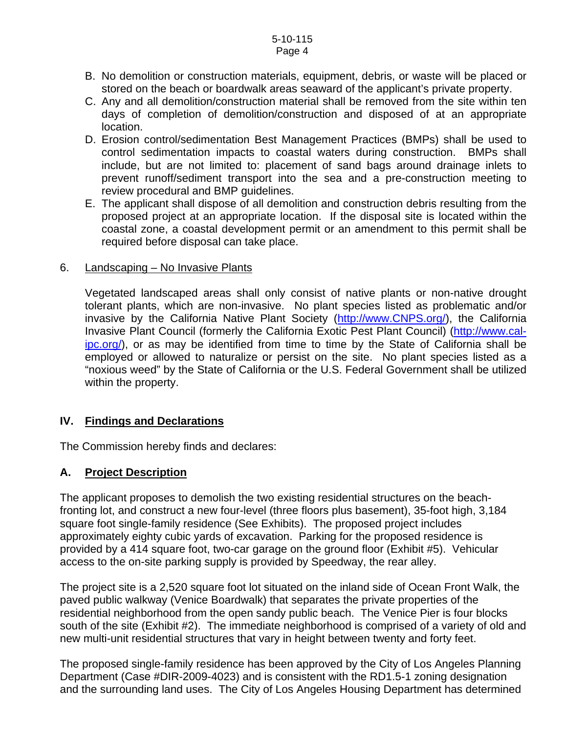B. No demolition or construction materials, equipment, debris, or waste will be placed or stored on the beach or boardwalk areas seaward of the applicant's private property.

C. Any and all demolition/construction material shall be removed from the site within ten days of completion of demolition/construction and disposed of at an appropriate location.

D. Erosion control/sedimentation Best Management Practices (BMPs) shall be used to control sedimentation impacts to coastal waters during construction. BMPs shall include, but are not limited to: placement of sand bags around drainage inlets to prevent runoff/sediment transport into the sea and a pre-construction meeting to review procedural and BMP guidelines.

E. The applicant shall dispose of all demolition and construction debris resulting from the proposed project at an appropriate location. If the disposal site is located within the coastal zone, a coastal development permit or an amendment to this permit shall be required before disposal can take place.

6. <u>Landscaping – No Invasive Plants</u>

Vegetated landscaped areas shall only consist of native plants or non-native drought tolerant plants, which are non-invasive. No plant species listed as problematic and/or invasive by the California Native Plant Society (http://www.CNPS.org/), the California Invasive Plant Council (formerly the California Exotic Pest Plant Council) (http://www.cal-ipc.org/), or as may be identified from time to time by the State of California shall be employed or allowed to naturalize or persist on the site. No plant species listed as a "noxious weed" by the State of California or the U.S. Federal Government shall be utilized within the property.

## IV. Findings and Declarations

The Commission hereby finds and declares:

### A. Project Description

The applicant proposes to demolish the two existing residential structures on the beach-fronting lot, and construct a new four-level (three floors plus basement), 35-foot high, 3,184 square foot single-family residence (See Exhibits). The proposed project includes approximately eighty cubic yards of excavation. Parking for the proposed residence is provided by a 414 square foot, two-car garage on the ground floor (Exhibit #5). Vehicular access to the on-site parking supply is provided by Speedway, the rear alley.

The project site is a 2,520 square foot lot situated on the inland side of Ocean Front Walk, the paved public walkway (Venice Boardwalk) that separates the private properties of the residential neighborhood from the open sandy public beach. The Venice Pier is four blocks south of the site (Exhibit #2). The immediate neighborhood is comprised of a variety of old and new multi-unit residential structures that vary in height between twenty and forty feet.

The proposed single-family residence has been approved by the City of Los Angeles Planning Department (Case #DIR-2009-4023) and is consistent with the RD1.5-1 zoning designation and the surrounding land uses. The City of Los Angeles Housing Department has determined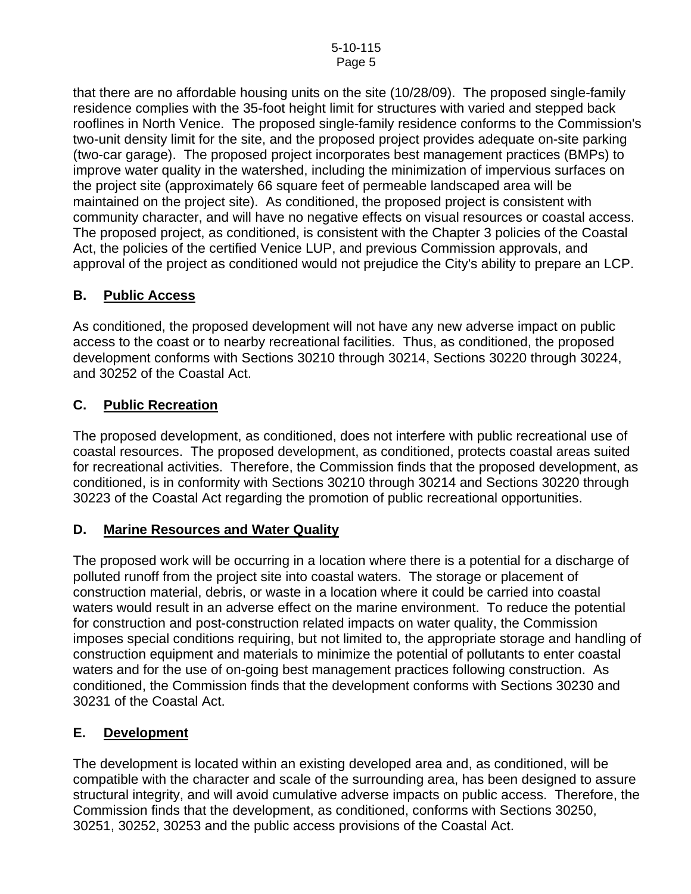that there are no affordable housing units on the site (10/28/09). The proposed single-family residence complies with the 35-foot height limit for structures with varied and stepped back rooflines in North Venice. The proposed single-family residence conforms to the Commission's two-unit density limit for the site, and the proposed project provides adequate on-site parking (two-car garage). The proposed project incorporates best management practices (BMPs) to improve water quality in the watershed, including the minimization of impervious surfaces on the project site (approximately 66 square feet of permeable landscaped area will be maintained on the project site). As conditioned, the proposed project is consistent with community character, and will have no negative effects on visual resources or coastal access. The proposed project, as conditioned, is consistent with the Chapter 3 policies of the Coastal Act, the policies of the certified Venice LUP, and previous Commission approvals, and approval of the project as conditioned would not prejudice the City's ability to prepare an LCP.

## B. <u>Public Access</u>

As conditioned, the proposed development will not have any new adverse impact on public access to the coast or to nearby recreational facilities. Thus, as conditioned, the proposed development conforms with Sections 30210 through 30214, Sections 30220 through 30224, and 30252 of the Coastal Act.

## C. <u>Public Recreation</u>

The proposed development, as conditioned, does not interfere with public recreational use of coastal resources. The proposed development, as conditioned, protects coastal areas suited for recreational activities. Therefore, the Commission finds that the proposed development, as conditioned, is in conformity with Sections 30210 through 30214 and Sections 30220 through 30223 of the Coastal Act regarding the promotion of public recreational opportunities.

## D. <u>Marine Resources and Water Quality</u>

The proposed work will be occurring in a location where there is a potential for a discharge of polluted runoff from the project site into coastal waters. The storage or placement of construction material, debris, or waste in a location where it could be carried into coastal waters would result in an adverse effect on the marine environment. To reduce the potential for construction and post-construction related impacts on water quality, the Commission imposes special conditions requiring, but not limited to, the appropriate storage and handling of construction equipment and materials to minimize the potential of pollutants to enter coastal waters and for the use of on-going best management practices following construction. As conditioned, the Commission finds that the development conforms with Sections 30230 and 30231 of the Coastal Act.

## E. <u>Development</u>

The development is located within an existing developed area and, as conditioned, will be compatible with the character and scale of the surrounding area, has been designed to assure structural integrity, and will avoid cumulative adverse impacts on public access. Therefore, the Commission finds that the development, as conditioned, conforms with Sections 30250, 30251, 30252, 30253 and the public access provisions of the Coastal Act.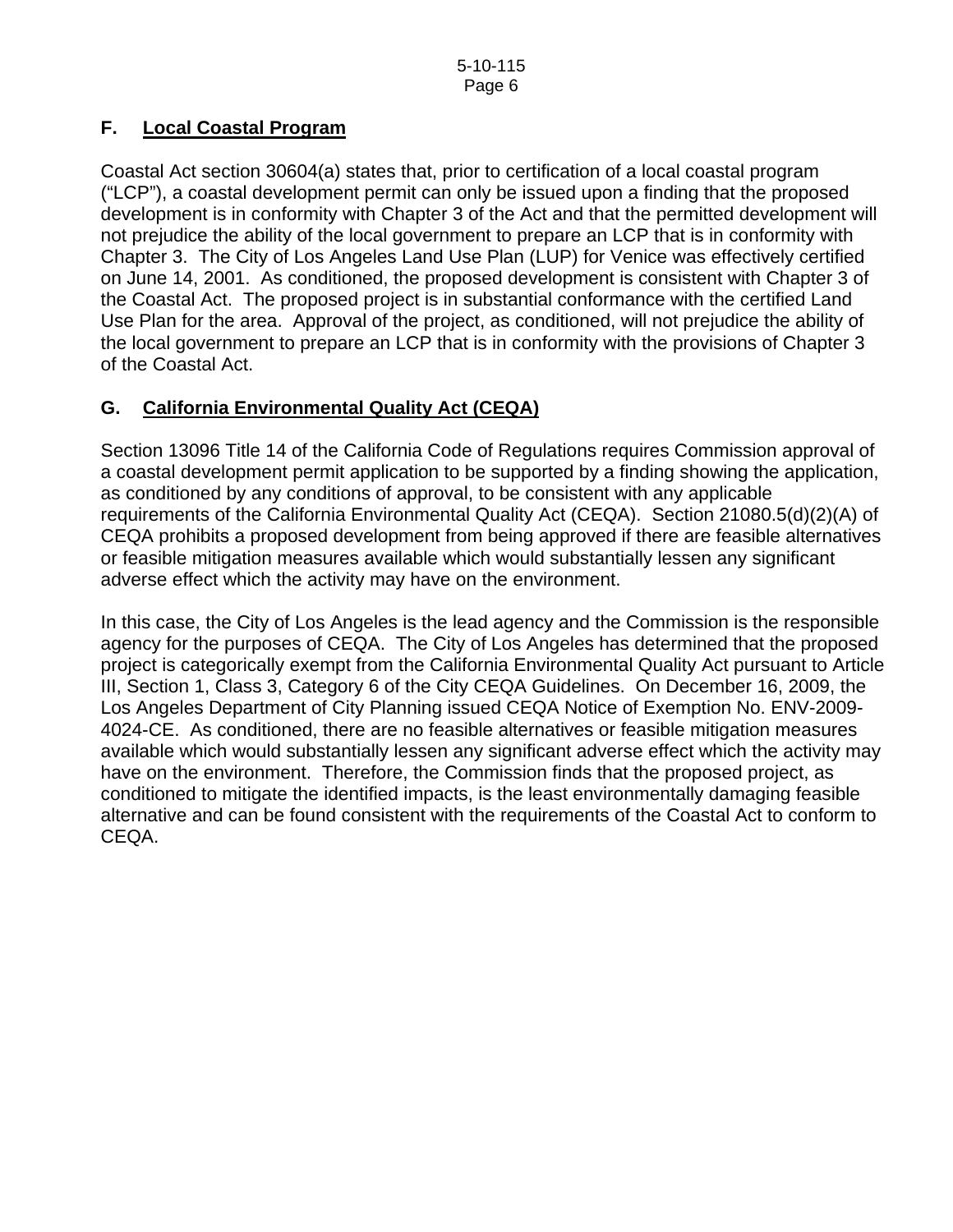## F. Local Coastal Program

Coastal Act section 30604(a) states that, prior to certification of a local coastal program ("LCP"), a coastal development permit can only be issued upon a finding that the proposed development is in conformity with Chapter 3 of the Act and that the permitted development will not prejudice the ability of the local government to prepare an LCP that is in conformity with Chapter 3. The City of Los Angeles Land Use Plan (LUP) for Venice was effectively certified on June 14, 2001. As conditioned, the proposed development is consistent with Chapter 3 of the Coastal Act. The proposed project is in substantial conformance with the certified Land Use Plan for the area. Approval of the project, as conditioned, will not prejudice the ability of the local government to prepare an LCP that is in conformity with the provisions of Chapter 3 of the Coastal Act.

## G. California Environmental Quality Act (CEQA)

Section 13096 Title 14 of the California Code of Regulations requires Commission approval of a coastal development permit application to be supported by a finding showing the application, as conditioned by any conditions of approval, to be consistent with any applicable requirements of the California Environmental Quality Act (CEQA). Section 21080.5(d)(2)(A) of CEQA prohibits a proposed development from being approved if there are feasible alternatives or feasible mitigation measures available which would substantially lessen any significant adverse effect which the activity may have on the environment.

In this case, the City of Los Angeles is the lead agency and the Commission is the responsible agency for the purposes of CEQA. The City of Los Angeles has determined that the proposed project is categorically exempt from the California Environmental Quality Act pursuant to Article III, Section 1, Class 3, Category 6 of the City CEQA Guidelines. On December 16, 2009, the Los Angeles Department of City Planning issued CEQA Notice of Exemption No. ENV-2009-4024-CE. As conditioned, there are no feasible alternatives or feasible mitigation measures available which would substantially lessen any significant adverse effect which the activity may have on the environment. Therefore, the Commission finds that the proposed project, as conditioned to mitigate the identified impacts, is the least environmentally damaging feasible alternative and can be found consistent with the requirements of the Coastal Act to conform to CEQA.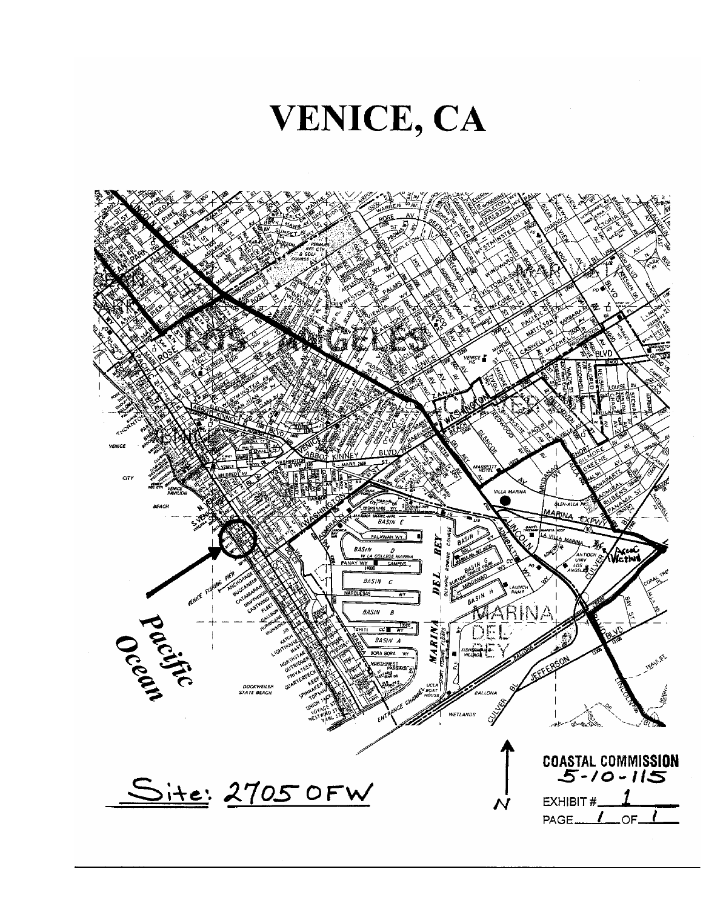# VENICE, CA

Site: 2705 OFW

COASTAL COMMISSION
5-10-115

EXHIBIT # 1

PAGE 1 OF 1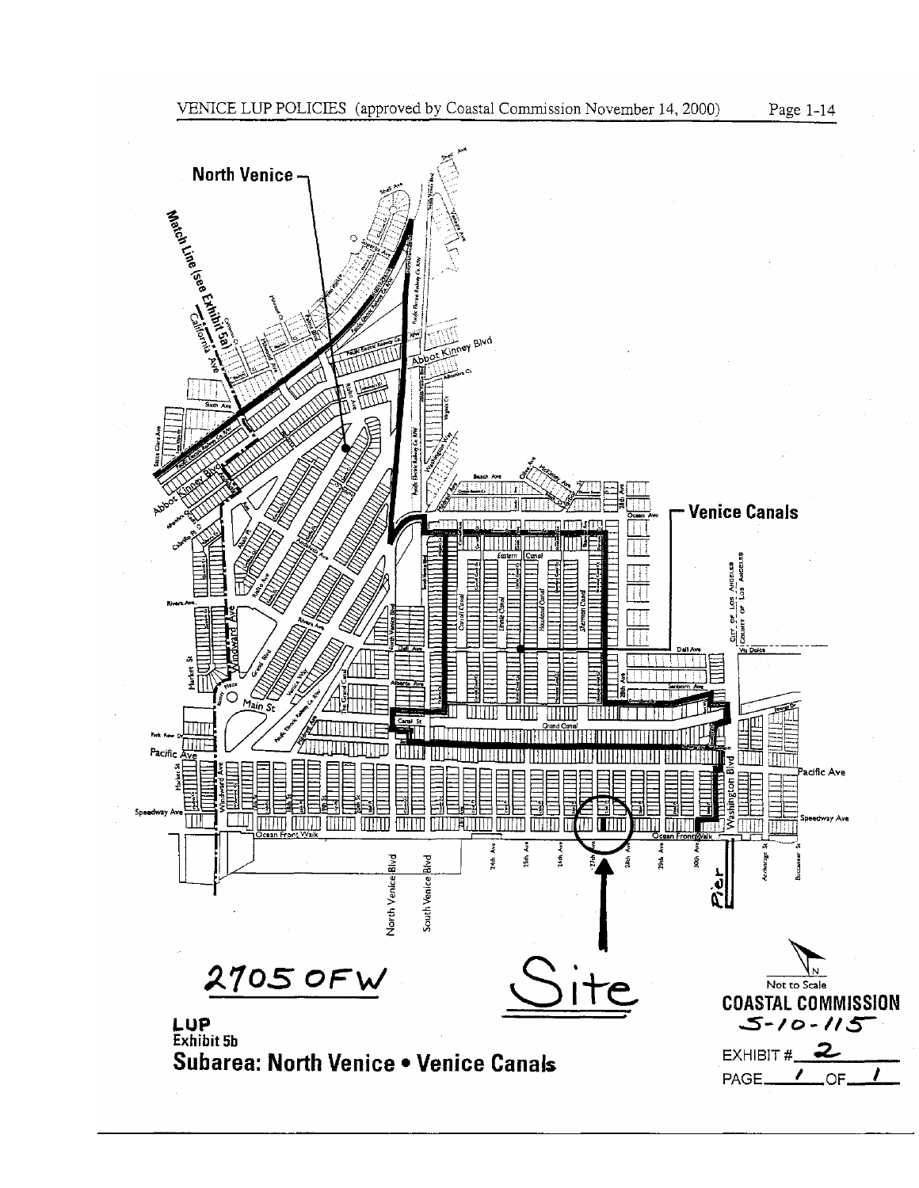VENICE LUP POLICIES (approved by Coastal Commission November 14, 2000)

North Venice

Venice Canals

2705 OFW

Site

LUP
Exhibit 5b
**Subarea: North Venice • Venice Canals**

Not to Scale

**COASTAL COMMISSION**
5-10-115

EXHIBIT # 2
PAGE 1 OF 1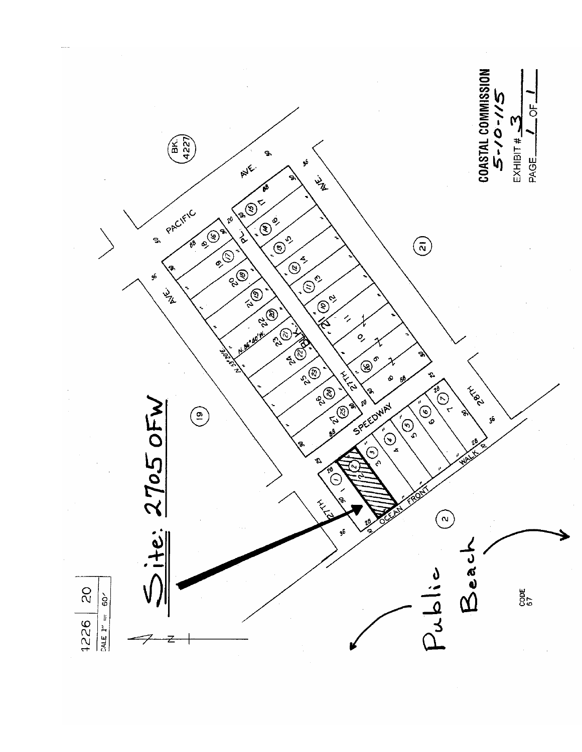4226 | 20

SCALE 1" = 60'

# Site: 2705 OFW

PACIFIC AVE.

PL.

SPEEDWAY

27TH

28TH

OCEAN FRONT WALK

BK. 4227

Public Beach

CODE 67

**COASTAL COMMISSION**
5-10-115
EXHIBIT # 3
PAGE 1 OF 1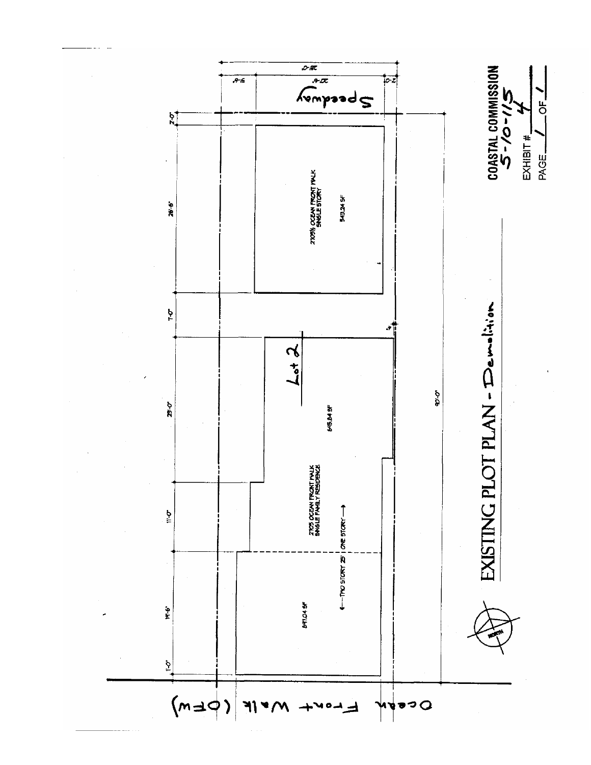# EXISTING PLOT PLAN - Demolition

COASTAL COMMISSION
5-10-115

EXHIBIT # 4

PAGE 1 OF 1

Speedway

2705½ OCEAN FRONT WALK
SINGLE STORY

543.24 SF

Lot 2

645.84 SF

2705 OCEAN FRONT WALK
SINGLE FAMILY RESIDENCE

← TWO STORY 29' | ONE STORY →

571.04 SF

Ocean Front Walk (OFW)

28'-0"

5'-6"

20'-6"

2'-0"

2'-0"

26'-6"

7'-0"

29'-0"

11'-0"

19'-6"

1'-0"

90'-0"

NORTH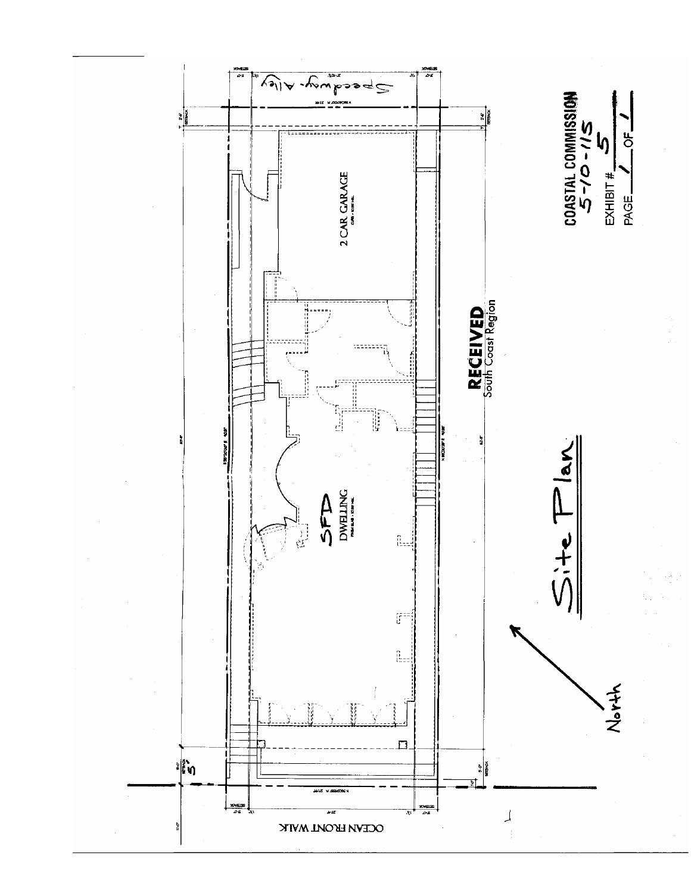COASTAL COMMISSION
5-10-115
EXHIBIT # 5
PAGE 1 OF 1

Speedway-Alley

2 CAR GARAGE

SFD
DWELLING

RECEIVED
South Coast Region

Site Plan

North

OCEAN FRONT WALK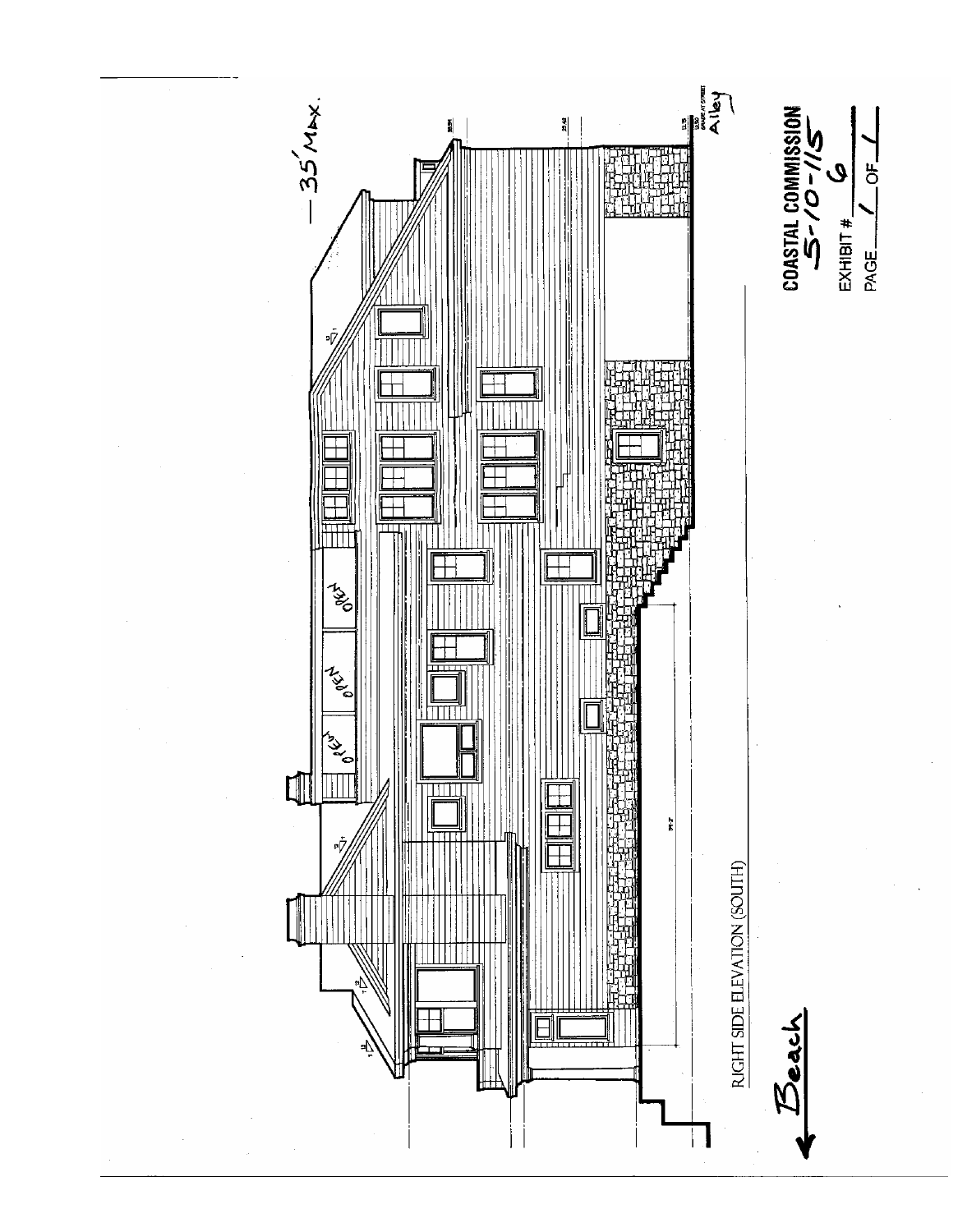35' MAX.

OPEN

OPEN

OPEN

RIGHT SIDE ELEVATION (SOUTH)

Beach

Alley

COASTAL COMMISSION
5-10-115

EXHIBIT # 6

PAGE 1 OF 1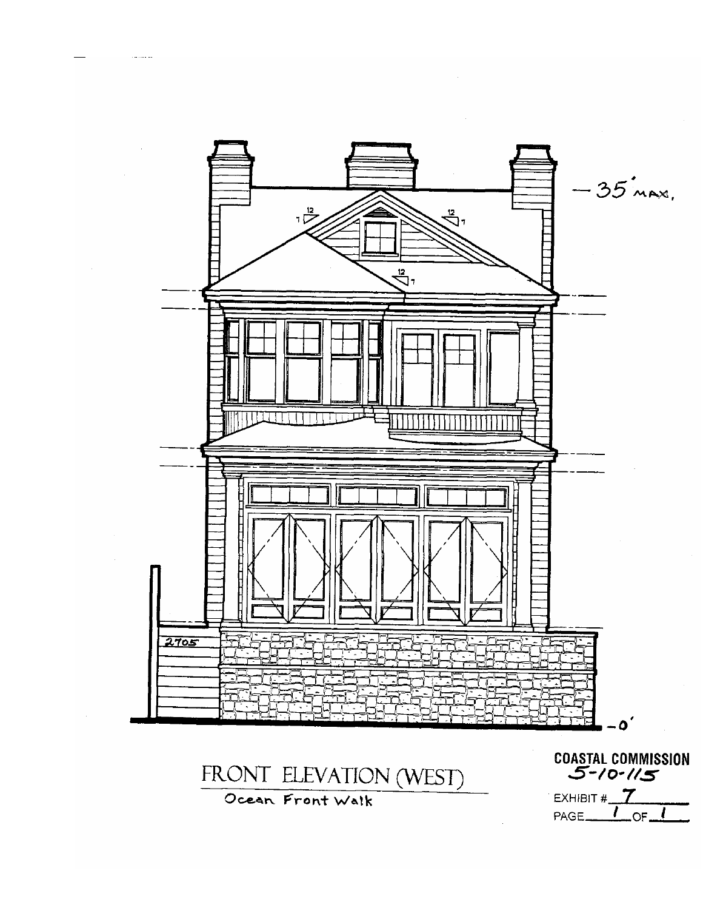– 35' MAX.

2705

– 0'

FRONT ELEVATION (WEST)

Ocean Front Walk

COASTAL COMMISSION
5-10-115

EXHIBIT # 7

PAGE 1 OF 1